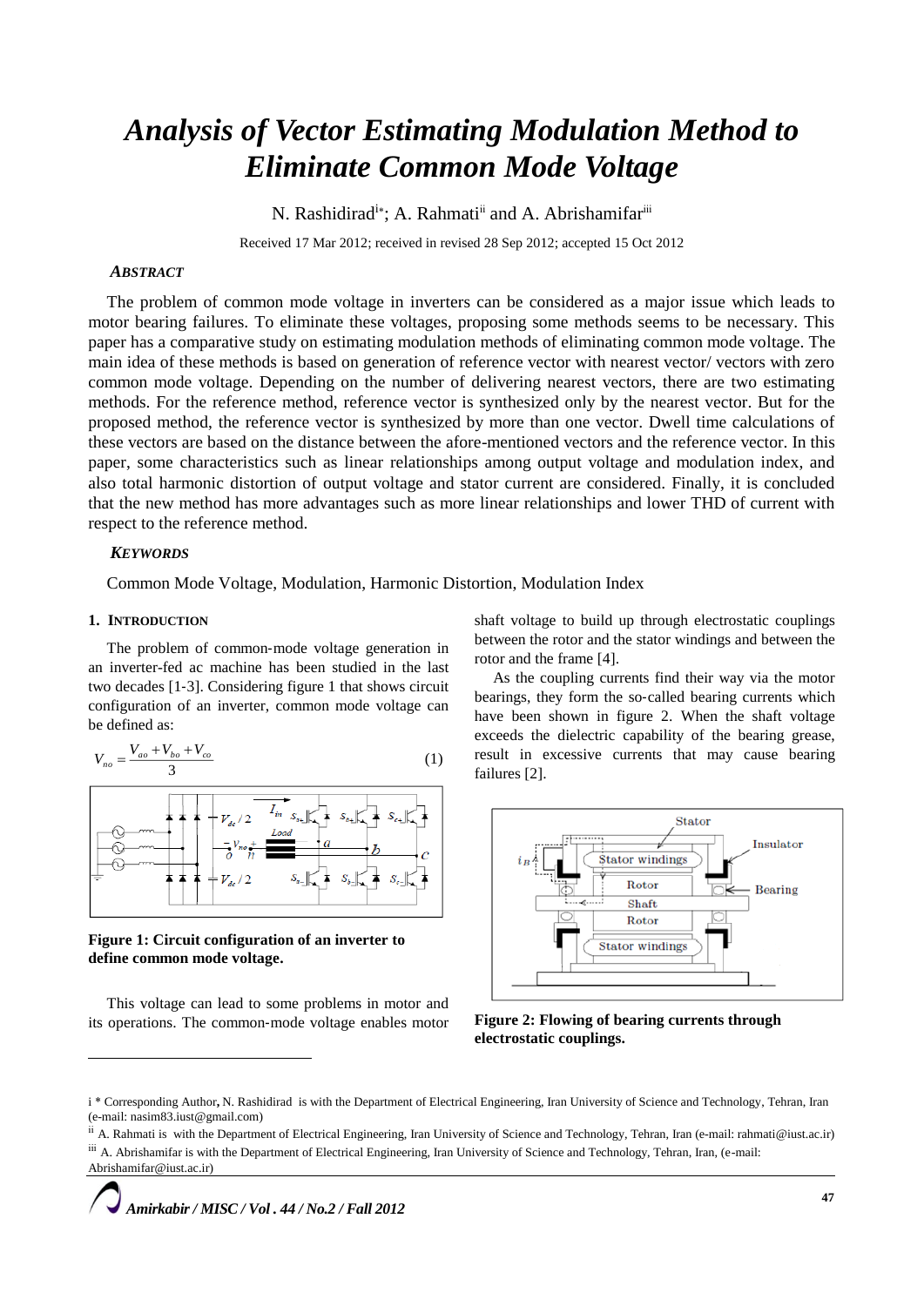# Analysis of Vector Estimating Modulation Method to Eliminate Common Mode Voltage

N. Rashidirad[i*]; A. Rahmati[ii] and A. Abrishamifar[iii]

Received 17 Mar 2012; received in revised 28 Sep 2012; accepted 15 Oct 2012

## *ABSTRACT*

The problem of common mode voltage in inverters can be considered as a major issue which leads to motor bearing failures. To eliminate these voltages, proposing some methods seems to be necessary. This paper has a comparative study on estimating modulation methods of eliminating common mode voltage. The main idea of these methods is based on generation of reference vector with nearest vector/ vectors with zero common mode voltage. Depending on the number of delivering nearest vectors, there are two estimating methods. For the reference method, reference vector is synthesized only by the nearest vector. But for the proposed method, the reference vector is synthesized by more than one vector. Dwell time calculations of these vectors are based on the distance between the afore-mentioned vectors and the reference vector. In this paper, some characteristics such as linear relationships among output voltage and modulation index, and also total harmonic distortion of output voltage and stator current are considered. Finally, it is concluded that the new method has more advantages such as more linear relationships and lower THD of current with respect to the reference method.

## *KEYWORDS*

Common Mode Voltage, Modulation, Harmonic Distortion, Modulation Index

## 1. INTRODUCTION

The problem of common-mode voltage generation in an inverter-fed ac machine has been studied in the last two decades [1-3]. Considering figure 1 that shows circuit configuration of an inverter, common mode voltage can be defined as:

$$V_{no} = \frac{V_{ao} + V_{bo} + V_{co}}{3} \tag{1}$$

**Figure 1: Circuit configuration of an inverter to define common mode voltage.**

This voltage can lead to some problems in motor and its operations. The common-mode voltage enables motor shaft voltage to build up through electrostatic couplings between the rotor and the stator windings and between the rotor and the frame [4].

As the coupling currents find their way via the motor bearings, they form the so-called bearing currents which have been shown in figure 2. When the shaft voltage exceeds the dielectric capability of the bearing grease, result in excessive currents that may cause bearing failures [2].

**Figure 2: Flowing of bearing currents through electrostatic couplings.**

---

i * Corresponding Author, N. Rashidirad is with the Department of Electrical Engineering, Iran University of Science and Technology, Tehran, Iran (e-mail: nasim83.iust@gmail.com)

ii A. Rahmati is with the Department of Electrical Engineering, Iran University of Science and Technology, Tehran, Iran (e-mail: rahmati@iust.ac.ir)

iii A. Abrishamifar is with the Department of Electrical Engineering, Iran University of Science and Technology, Tehran, Iran, (e-mail: Abrishamifar@iust.ac.ir)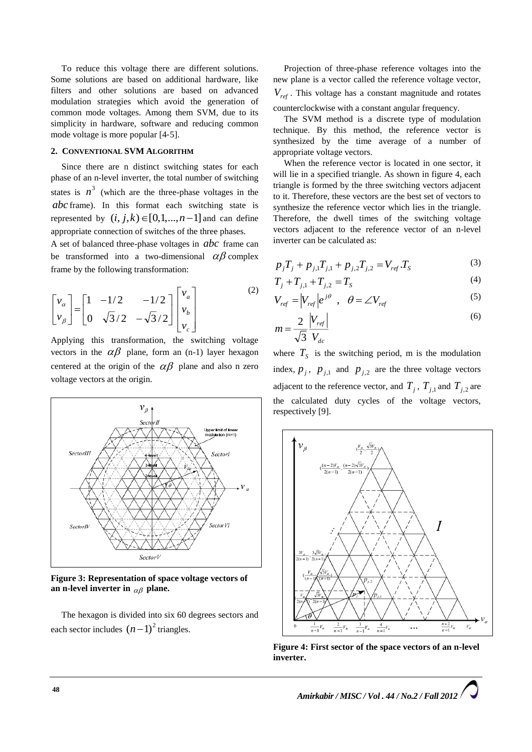To reduce this voltage there are different solutions. Some solutions are based on additional hardware, like filters and other solutions are based on advanced modulation strategies which avoid the generation of common mode voltages. Among them SVM, due to its simplicity in hardware, software and reducing common mode voltage is more popular [4-5].

## 2. Conventional SVM Algorithm

Since there are n distinct switching states for each phase of an n-level inverter, the total number of switching states is $n^3$ (which are the three-phase voltages in the $abc$ frame). In this format each switching state is represented by $(i, j, k) \in [0, 1, ..., n-1]$ and can define appropriate connection of switches of the three phases.

A set of balanced three-phase voltages in $abc$ frame can be transformed into a two-dimensional $\alpha\beta$ complex frame by the following transformation:

$$\begin{bmatrix} v_\alpha \\ v_\beta \end{bmatrix} = \begin{bmatrix} 1 & -1/2 & -1/2 \\ 0 & \sqrt{3}/2 & -\sqrt{3}/2 \end{bmatrix} \begin{bmatrix} v_a \\ v_b \\ v_c \end{bmatrix} \tag{2}$$

Applying this transformation, the switching voltage vectors in the $\alpha\beta$ plane, form an (n-1) layer hexagon centered at the origin of the $\alpha\beta$ plane and also n zero voltage vectors at the origin.

**Figure 3: Representation of space voltage vectors of an n-level inverter in $\alpha\beta$ plane.**

The hexagon is divided into six 60 degrees sectors and each sector includes $(n-1)^2$ triangles.

Projection of three-phase reference voltages into the new plane is a vector called the reference voltage vector, $V_{ref}$. This voltage has a constant magnitude and rotates counterclockwise with a constant angular frequency.

The SVM method is a discrete type of modulation technique. By this method, the reference vector is synthesized by the time average of a number of appropriate voltage vectors.

When the reference vector is located in one sector, it will lie in a specified triangle. As shown in figure 4, each triangle is formed by the three switching vectors adjacent to it. Therefore, these vectors are the best set of vectors to synthesize the reference vector which lies in the triangle. Therefore, the dwell times of the switching voltage vectors adjacent to the reference vector of an n-level inverter can be calculated as:

$$p_j T_j + p_{j,1} T_{j,1} + p_{j,2} T_{j,2} = V_{ref} . T_S \tag{3}$$

$$T_j + T_{j,1} + T_{j,2} = T_S \tag{4}$$

$$V_{ref} = |V_{ref}| e^{j\theta} \ , \quad \theta = \angle V_{ref} \tag{5}$$

$$m = \frac{2}{\sqrt{3}} \frac{|V_{ref}|}{V_{dc}} \tag{6}$$

where $T_S$ is the switching period, m is the modulation index, $p_j$, $p_{j,1}$ and $p_{j,2}$ are the three voltage vectors adjacent to the reference vector, and $T_j$, $T_{j,1}$ and $T_{j,2}$ are the calculated duty cycles of the voltage vectors, respectively [9].

**Figure 4: First sector of the space vectors of an n-level inverter.**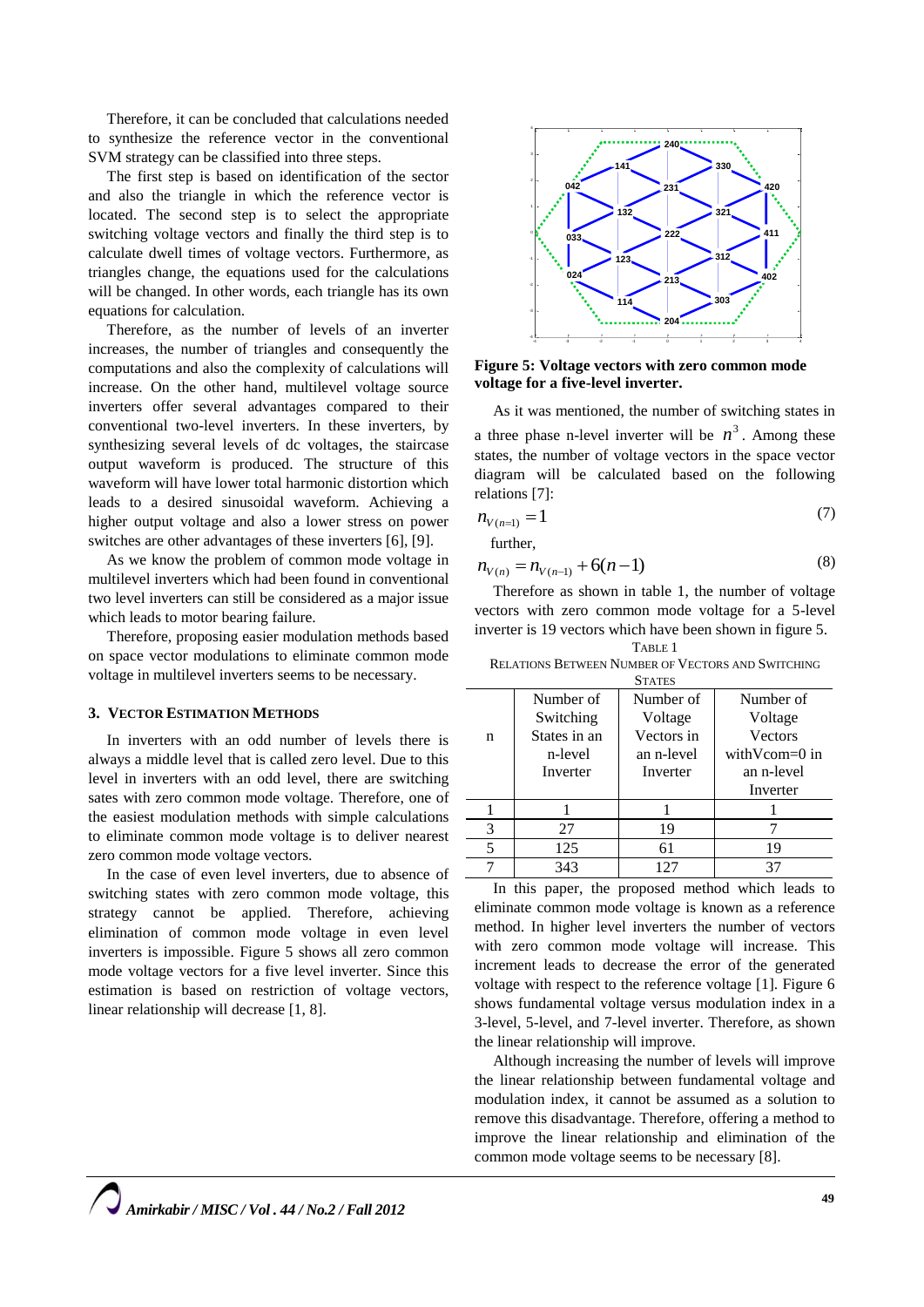Therefore, it can be concluded that calculations needed to synthesize the reference vector in the conventional SVM strategy can be classified into three steps.

The first step is based on identification of the sector and also the triangle in which the reference vector is located. The second step is to select the appropriate switching voltage vectors and finally the third step is to calculate dwell times of voltage vectors. Furthermore, as triangles change, the equations used for the calculations will be changed. In other words, each triangle has its own equations for calculation.

Therefore, as the number of levels of an inverter increases, the number of triangles and consequently the computations and also the complexity of calculations will increase. On the other hand, multilevel voltage source inverters offer several advantages compared to their conventional two-level inverters. In these inverters, by synthesizing several levels of dc voltages, the staircase output waveform is produced. The structure of this waveform will have lower total harmonic distortion which leads to a desired sinusoidal waveform. Achieving a higher output voltage and also a lower stress on power switches are other advantages of these inverters [6], [9].

As we know the problem of common mode voltage in multilevel inverters which had been found in conventional two level inverters can still be considered as a major issue which leads to motor bearing failure.

Therefore, proposing easier modulation methods based on space vector modulations to eliminate common mode voltage in multilevel inverters seems to be necessary.

## 3. Vector Estimation Methods

In inverters with an odd number of levels there is always a middle level that is called zero level. Due to this level in inverters with an odd level, there are switching sates with zero common mode voltage. Therefore, one of the easiest modulation methods with simple calculations to eliminate common mode voltage is to deliver nearest zero common mode voltage vectors.

In the case of even level inverters, due to absence of switching states with zero common mode voltage, this strategy cannot be applied. Therefore, achieving elimination of common mode voltage in even level inverters is impossible. Figure 5 shows all zero common mode voltage vectors for a five level inverter. Since this estimation is based on restriction of voltage vectors, linear relationship will decrease [1, 8].

**Figure 5: Voltage vectors with zero common mode voltage for a five-level inverter.**

As it was mentioned, the number of switching states in a three phase n-level inverter will be $n^3$. Among these states, the number of voltage vectors in the space vector diagram will be calculated based on the following relations [7]:

$$n_{V(n=1)} = 1 \tag{7}$$

further,

$$n_{V(n)} = n_{V(n-1)} + 6(n-1) \tag{8}$$

Therefore as shown in table 1, the number of voltage vectors with zero common mode voltage for a 5-level inverter is 19 vectors which have been shown in figure 5.

Table 1
Relations Between Number of Vectors and Switching States

| n | Number of Switching States in an n-level Inverter | Number of Voltage Vectors in an n-level Inverter | Number of Voltage Vectors withVcom=0 in an n-level Inverter |
|---|---|---|---|
| 1 | 1 | 1 | 1 |
| 3 | 27 | 19 | 7 |
| 5 | 125 | 61 | 19 |
| 7 | 343 | 127 | 37 |

In this paper, the proposed method which leads to eliminate common mode voltage is known as a reference method. In higher level inverters the number of vectors with zero common mode voltage will increase. This increment leads to decrease the error of the generated voltage with respect to the reference voltage [1]. Figure 6 shows fundamental voltage versus modulation index in a 3-level, 5-level, and 7-level inverter. Therefore, as shown the linear relationship will improve.

Although increasing the number of levels will improve the linear relationship between fundamental voltage and modulation index, it cannot be assumed as a solution to remove this disadvantage. Therefore, offering a method to improve the linear relationship and elimination of the common mode voltage seems to be necessary [8].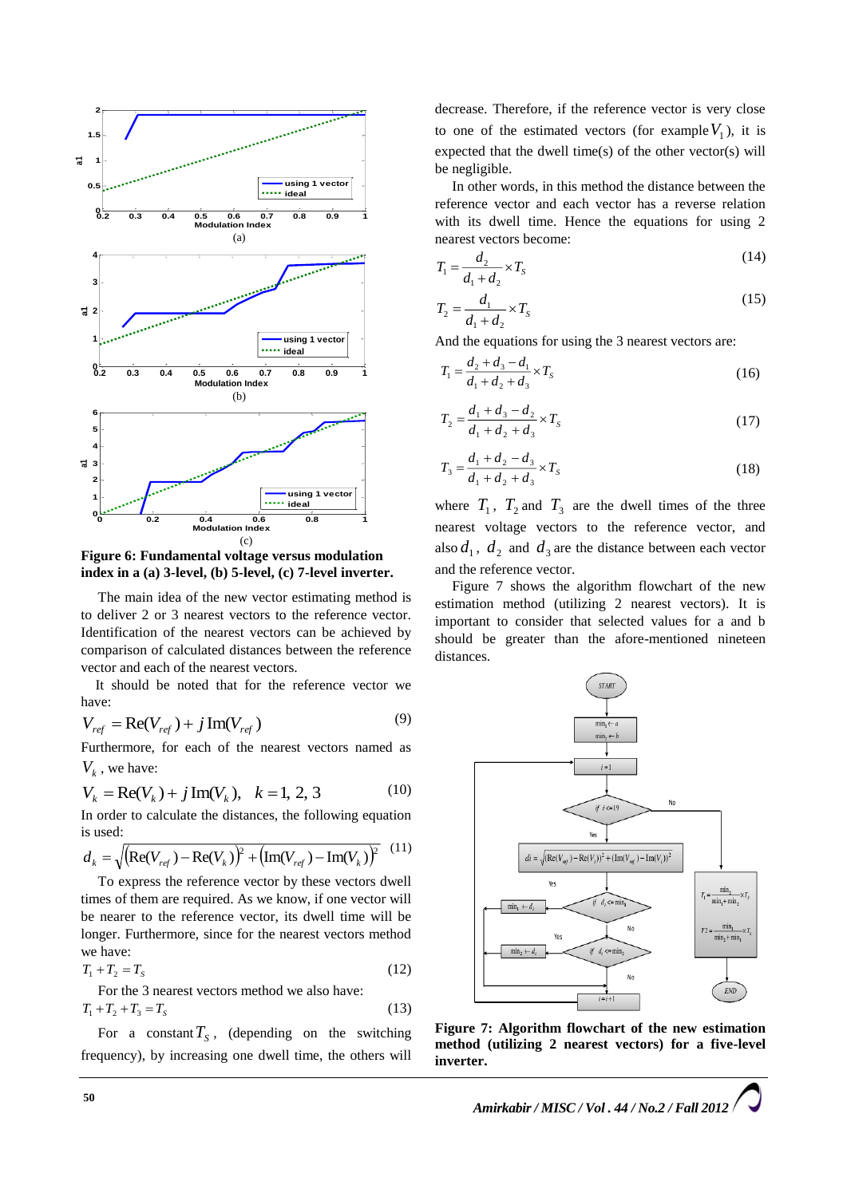**Figure 6: Fundamental voltage versus modulation index in a (a) 3-level, (b) 5-level, (c) 7-level inverter.**

The main idea of the new vector estimating method is to deliver 2 or 3 nearest vectors to the reference vector. Identification of the nearest vectors can be achieved by comparison of calculated distances between the reference vector and each of the nearest vectors.

It should be noted that for the reference vector we have:

$$V_{ref} = \mathrm{Re}(V_{ref}) + j\,\mathrm{Im}(V_{ref}) \tag{9}$$

Furthermore, for each of the nearest vectors named as $V_k$, we have:

$$V_k = \mathrm{Re}(V_k) + j\,\mathrm{Im}(V_k), \quad k = 1, 2, 3 \tag{10}$$

In order to calculate the distances, the following equation is used:

$$d_k = \sqrt{\left(\mathrm{Re}(V_{ref}) - \mathrm{Re}(V_k)\right)^2 + \left(\mathrm{Im}(V_{ref}) - \mathrm{Im}(V_k)\right)^2} \tag{11}$$

To express the reference vector by these vectors dwell times of them are required. As we know, if one vector will be nearer to the reference vector, its dwell time will be longer. Furthermore, since for the nearest vectors method we have:

$$T_1 + T_2 = T_S \tag{12}$$

For the 3 nearest vectors method we also have:

$$T_1 + T_2 + T_3 = T_S \tag{13}$$

For a constant $T_S$, (depending on the switching frequency), by increasing one dwell time, the others will decrease. Therefore, if the reference vector is very close to one of the estimated vectors (for example $V_1$), it is expected that the dwell time(s) of the other vector(s) will be negligible.

In other words, in this method the distance between the reference vector and each vector has a reverse relation with its dwell time. Hence the equations for using 2 nearest vectors become:

$$T_1 = \frac{d_2}{d_1 + d_2} \times T_S \tag{14}$$

$$T_2 = \frac{d_1}{d_1 + d_2} \times T_S \tag{15}$$

And the equations for using the 3 nearest vectors are:

$$T_1 = \frac{d_2 + d_3 - d_1}{d_1 + d_2 + d_3} \times T_S \tag{16}$$

$$T_2 = \frac{d_1 + d_3 - d_2}{d_1 + d_2 + d_3} \times T_S \tag{17}$$

$$T_3 = \frac{d_1 + d_2 - d_3}{d_1 + d_2 + d_3} \times T_S \tag{18}$$

where $T_1$, $T_2$ and $T_3$ are the dwell times of the three nearest voltage vectors to the reference vector, and also $d_1$, $d_2$ and $d_3$ are the distance between each vector and the reference vector.

Figure 7 shows the algorithm flowchart of the new estimation method (utilizing 2 nearest vectors). It is important to consider that selected values for a and b should be greater than the afore-mentioned nineteen distances.

**Figure 7: Algorithm flowchart of the new estimation method (utilizing 2 nearest vectors) for a five-level inverter.**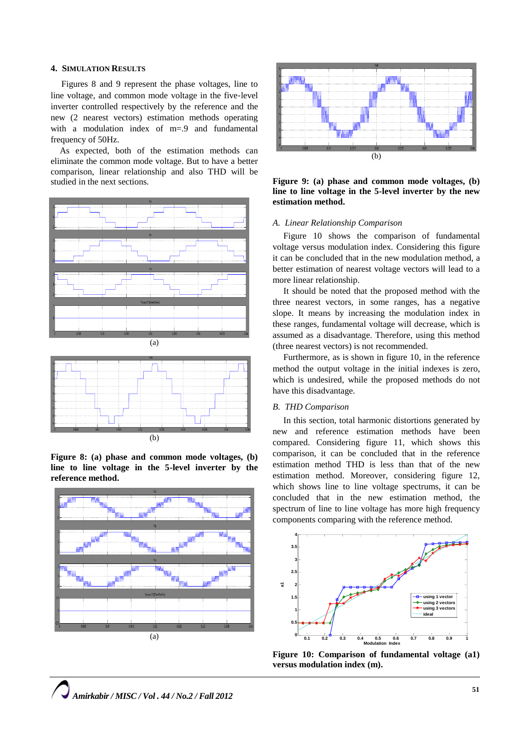## 4. Simulation Results

Figures 8 and 9 represent the phase voltages, line to line voltage, and common mode voltage in the five-level inverter controlled respectively by the reference and the new (2 nearest vectors) estimation methods operating with a modulation index of m=.9 and fundamental frequency of 50Hz.

As expected, both of the estimation methods can eliminate the common mode voltage. But to have a better comparison, linear relationship and also THD will be studied in the next sections.

(a)

(b)

**Figure 8: (a) phase and common mode voltages, (b) line to line voltage in the 5-level inverter by the reference method.**

(a)

(b)

**Figure 9: (a) phase and common mode voltages, (b) line to line voltage in the 5-level inverter by the new estimation method.**

### *A. Linear Relationship Comparison*

Figure 10 shows the comparison of fundamental voltage versus modulation index. Considering this figure it can be concluded that in the new modulation method, a better estimation of nearest voltage vectors will lead to a more linear relationship.

It should be noted that the proposed method with the three nearest vectors, in some ranges, has a negative slope. It means by increasing the modulation index in these ranges, fundamental voltage will decrease, which is assumed as a disadvantage. Therefore, using this method (three nearest vectors) is not recommended.

Furthermore, as is shown in figure 10, in the reference method the output voltage in the initial indexes is zero, which is undesired, while the proposed methods do not have this disadvantage.

### *B. THD Comparison*

In this section, total harmonic distortions generated by new and reference estimation methods have been compared. Considering figure 11, which shows this comparison, it can be concluded that in the reference estimation method THD is less than that of the new estimation method. Moreover, considering figure 12, which shows line to line voltage spectrums, it can be concluded that in the new estimation method, the spectrum of line to line voltage has more high frequency components comparing with the reference method.

**Figure 10: Comparison of fundamental voltage (a1) versus modulation index (m).**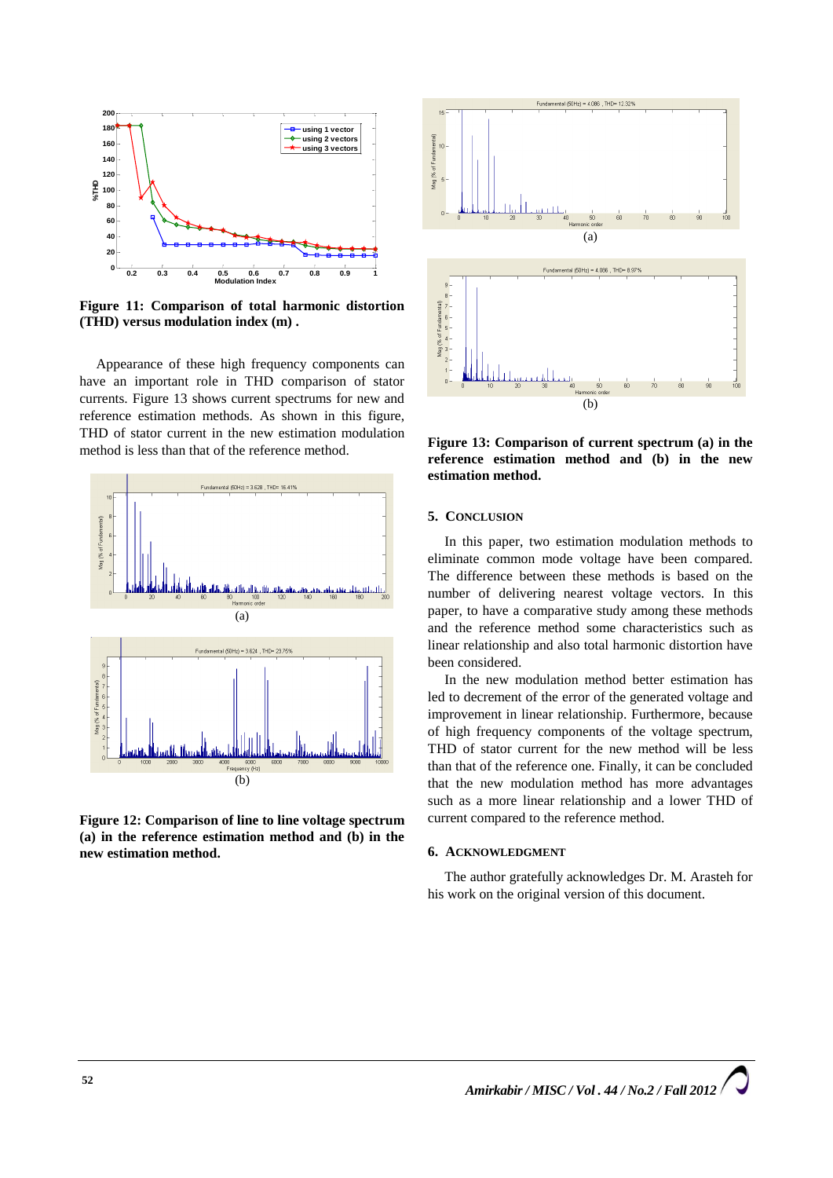**Figure 11: Comparison of total harmonic distortion (THD) versus modulation index (m) .**

Appearance of these high frequency components can have an important role in THD comparison of stator currents. Figure 13 shows current spectrums for new and reference estimation methods. As shown in this figure, THD of stator current in the new estimation modulation method is less than that of the reference method.

**Figure 12: Comparison of line to line voltage spectrum (a) in the reference estimation method and (b) in the new estimation method.**

**Figure 13: Comparison of current spectrum (a) in the reference estimation method and (b) in the new estimation method.**

## 5. Conclusion

In this paper, two estimation modulation methods to eliminate common mode voltage have been compared. The difference between these methods is based on the number of delivering nearest voltage vectors. In this paper, to have a comparative study among these methods and the reference method some characteristics such as linear relationship and also total harmonic distortion have been considered.

In the new modulation method better estimation has led to decrement of the error of the generated voltage and improvement in linear relationship. Furthermore, because of high frequency components of the voltage spectrum, THD of stator current for the new method will be less than that of the reference one. Finally, it can be concluded that the new modulation method has more advantages such as a more linear relationship and a lower THD of current compared to the reference method.

## 6. Acknowledgment

The author gratefully acknowledges Dr. M. Arasteh for his work on the original version of this document.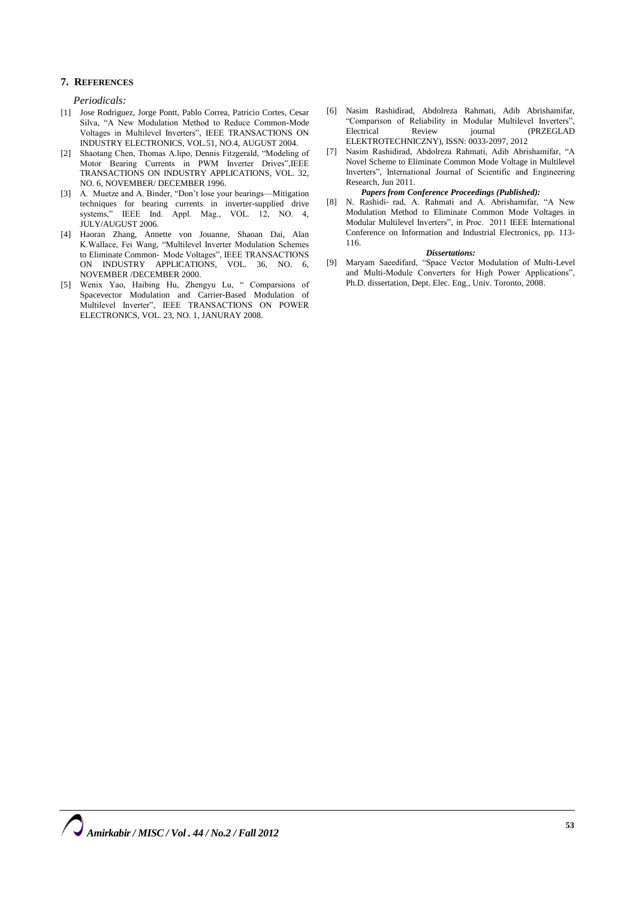## 7. REFERENCES

*Periodicals:*

[1] Jose Rodriguez, Jorge Pontt, Pablo Correa, Patricio Cortes, Cesar Silva, "A New Modulation Method to Reduce Common-Mode Voltages in Multilevel Inverters", IEEE TRANSACTIONS ON INDUSTRY ELECTRONICS, VOL.51, NO.4, AUGUST 2004.

[2] Shaotang Chen, Thomas A.lipo, Dennis Fitzgerald, "Modeling of Motor Bearing Currents in PWM Inverter Drives",IEEE TRANSACTIONS ON INDUSTRY APPLICATIONS, VOL. 32, NO. 6, NOVEMBER/ DECEMBER 1996.

[3] A. Muetze and A. Binder, "Don't lose your bearings—Mitigation techniques for bearing currents in inverter-supplied drive systems," IEEE Ind. Appl. Mag., VOL. 12, NO. 4, JULY/AUGUST 2006.

[4] Haoran Zhang, Annette von Jouanne, Shaoan Dai, Alan K.Wallace, Fei Wang, "Multilevel Inverter Modulation Schemes to Eliminate Common- Mode Voltages", IEEE TRANSACTIONS ON INDUSTRY APPLICATIONS, VOL. 36, NO. 6, NOVEMBER /DECEMBER 2000.

[5] Wenix Yao, Haibing Hu, Zhengyu Lu, " Comparsions of Spacevector Modulation and Carrier-Based Modulation of Multilevel Inverter", IEEE TRANSACTIONS ON POWER ELECTRONICS, VOL. 23, NO. 1, JANURAY 2008.

[6] Nasim Rashidirad, Abdolreza Rahmati, Adib Abrishamifar, "Comparison of Reliability in Modular Multilevel Inverters", Electrical Review journal (PRZEGLAD ELEKTROTECHNICZNY), ISSN: 0033-2097, 2012

[7] Nasim Rashidirad, Abdolreza Rahmati, Adib Abrishamifar, "A Novel Scheme to Eliminate Common Mode Voltage in Multilevel Inverters", International Journal of Scientific and Engineering Research, Jun 2011.

***Papers from Conference Proceedings (Published):***

[8] N. Rashidi- rad, A. Rahmati and A. Abrishamifar, "A New Modulation Method to Eliminate Common Mode Voltages in Modular Multilevel Inverters", in Proc. 2011 IEEE International Conference on Information and Industrial Electronics, pp. 113-116.

***Dissertations:***

[9] Maryam Saeedifard, "Space Vector Modulation of Multi-Level and Multi-Module Converters for High Power Applications", Ph.D. dissertation, Dept. Elec. Eng., Univ. Toronto, 2008.